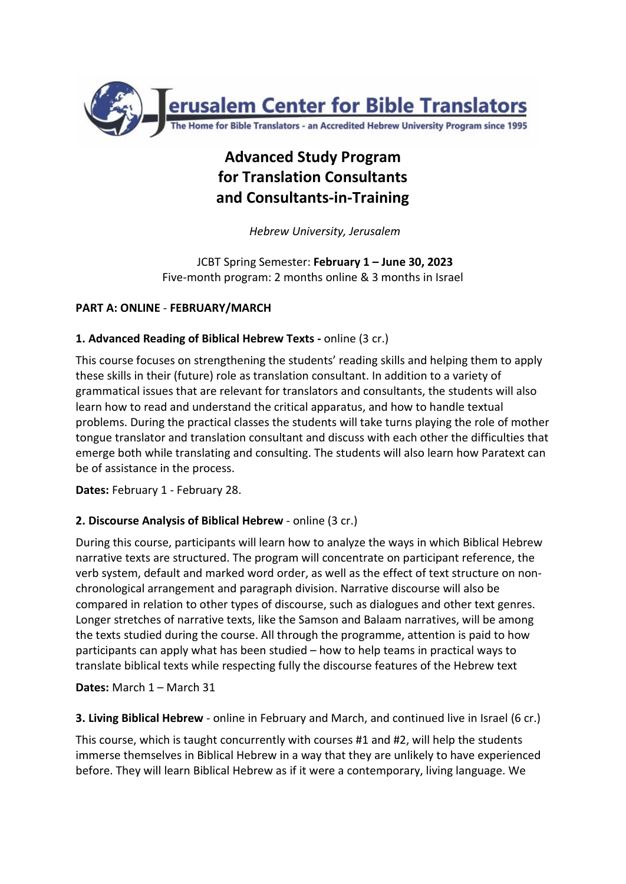Jerusalem Center for Bible Translators

The Home for Bible Translators - an Accredited Hebrew University Program since 1995

# Advanced Study Program for Translation Consultants and Consultants-in-Training

*Hebrew University, Jerusalem*

JCBT Spring Semester: **February 1 – June 30, 2023**
Five-month program: 2 months online & 3 months in Israel

**PART A: ONLINE** - **FEBRUARY/MARCH**

**1. Advanced Reading of Biblical Hebrew Texts -** online (3 cr.)

This course focuses on strengthening the students' reading skills and helping them to apply these skills in their (future) role as translation consultant. In addition to a variety of grammatical issues that are relevant for translators and consultants, the students will also learn how to read and understand the critical apparatus, and how to handle textual problems. During the practical classes the students will take turns playing the role of mother tongue translator and translation consultant and discuss with each other the difficulties that emerge both while translating and consulting. The students will also learn how Paratext can be of assistance in the process.

**Dates:** February 1 - February 28.

**2. Discourse Analysis of Biblical Hebrew** - online (3 cr.)

During this course, participants will learn how to analyze the ways in which Biblical Hebrew narrative texts are structured. The program will concentrate on participant reference, the verb system, default and marked word order, as well as the effect of text structure on non-chronological arrangement and paragraph division. Narrative discourse will also be compared in relation to other types of discourse, such as dialogues and other text genres. Longer stretches of narrative texts, like the Samson and Balaam narratives, will be among the texts studied during the course. All through the programme, attention is paid to how participants can apply what has been studied – how to help teams in practical ways to translate biblical texts while respecting fully the discourse features of the Hebrew text

**Dates:** March 1 – March 31

**3. Living Biblical Hebrew** - online in February and March, and continued live in Israel (6 cr.)

This course, which is taught concurrently with courses #1 and #2, will help the students immerse themselves in Biblical Hebrew in a way that they are unlikely to have experienced before. They will learn Biblical Hebrew as if it were a contemporary, living language. We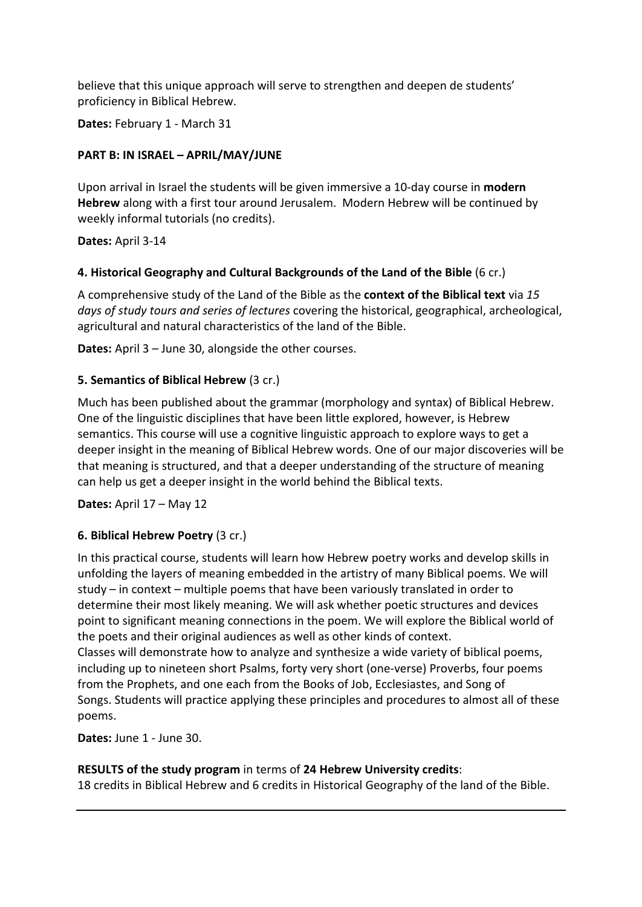believe that this unique approach will serve to strengthen and deepen de students' proficiency in Biblical Hebrew.

**Dates:** February 1 - March 31

**PART B: IN ISRAEL – APRIL/MAY/JUNE**

Upon arrival in Israel the students will be given immersive a 10-day course in **modern Hebrew** along with a first tour around Jerusalem. Modern Hebrew will be continued by weekly informal tutorials (no credits).

**Dates:** April 3-14

**4. Historical Geography and Cultural Backgrounds of the Land of the Bible** (6 cr.)

A comprehensive study of the Land of the Bible as the **context of the Biblical text** via *15 days of study tours and series of lectures* covering the historical, geographical, archeological, agricultural and natural characteristics of the land of the Bible.

**Dates:** April 3 – June 30, alongside the other courses.

**5. Semantics of Biblical Hebrew** (3 cr.)

Much has been published about the grammar (morphology and syntax) of Biblical Hebrew. One of the linguistic disciplines that have been little explored, however, is Hebrew semantics. This course will use a cognitive linguistic approach to explore ways to get a deeper insight in the meaning of Biblical Hebrew words. One of our major discoveries will be that meaning is structured, and that a deeper understanding of the structure of meaning can help us get a deeper insight in the world behind the Biblical texts.

**Dates:** April 17 – May 12

**6. Biblical Hebrew Poetry** (3 cr.)

In this practical course, students will learn how Hebrew poetry works and develop skills in unfolding the layers of meaning embedded in the artistry of many Biblical poems. We will study – in context – multiple poems that have been variously translated in order to determine their most likely meaning. We will ask whether poetic structures and devices point to significant meaning connections in the poem. We will explore the Biblical world of the poets and their original audiences as well as other kinds of context.
Classes will demonstrate how to analyze and synthesize a wide variety of biblical poems, including up to nineteen short Psalms, forty very short (one-verse) Proverbs, four poems from the Prophets, and one each from the Books of Job, Ecclesiastes, and Song of Songs. Students will practice applying these principles and procedures to almost all of these poems.

**Dates:** June 1 - June 30.

**RESULTS of the study program** in terms of **24 Hebrew University credits**:
18 credits in Biblical Hebrew and 6 credits in Historical Geography of the land of the Bible.